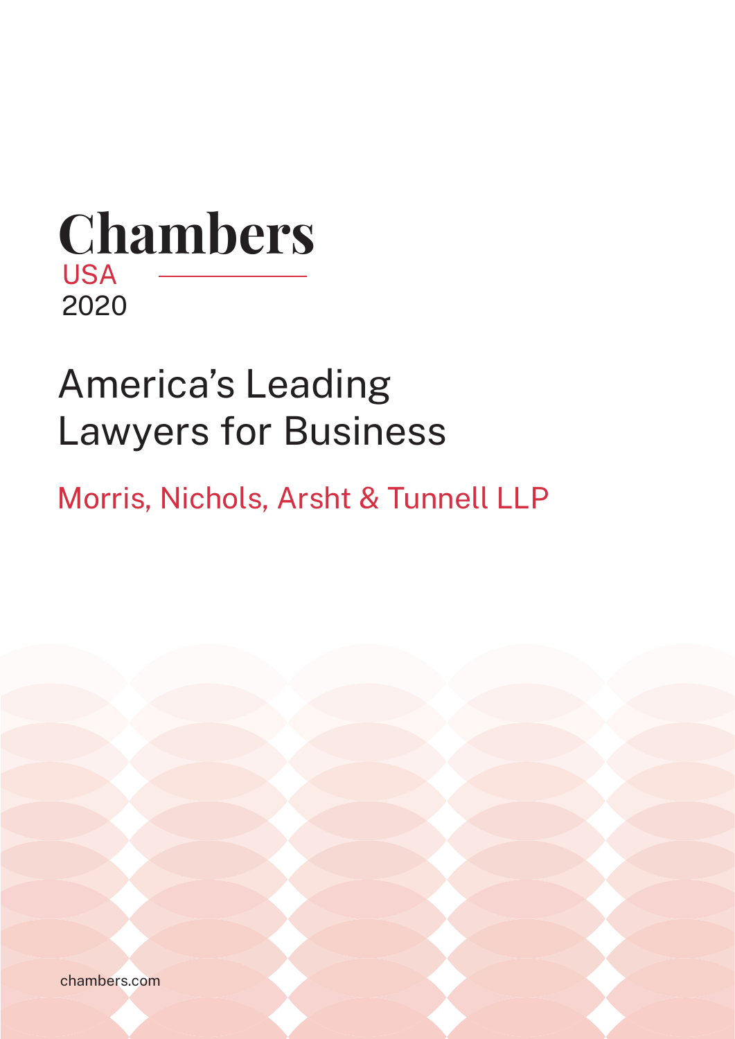# Chambers

USA

2020

## America's Leading Lawyers for Business

Morris, Nichols, Arsht & Tunnell LLP

chambers.com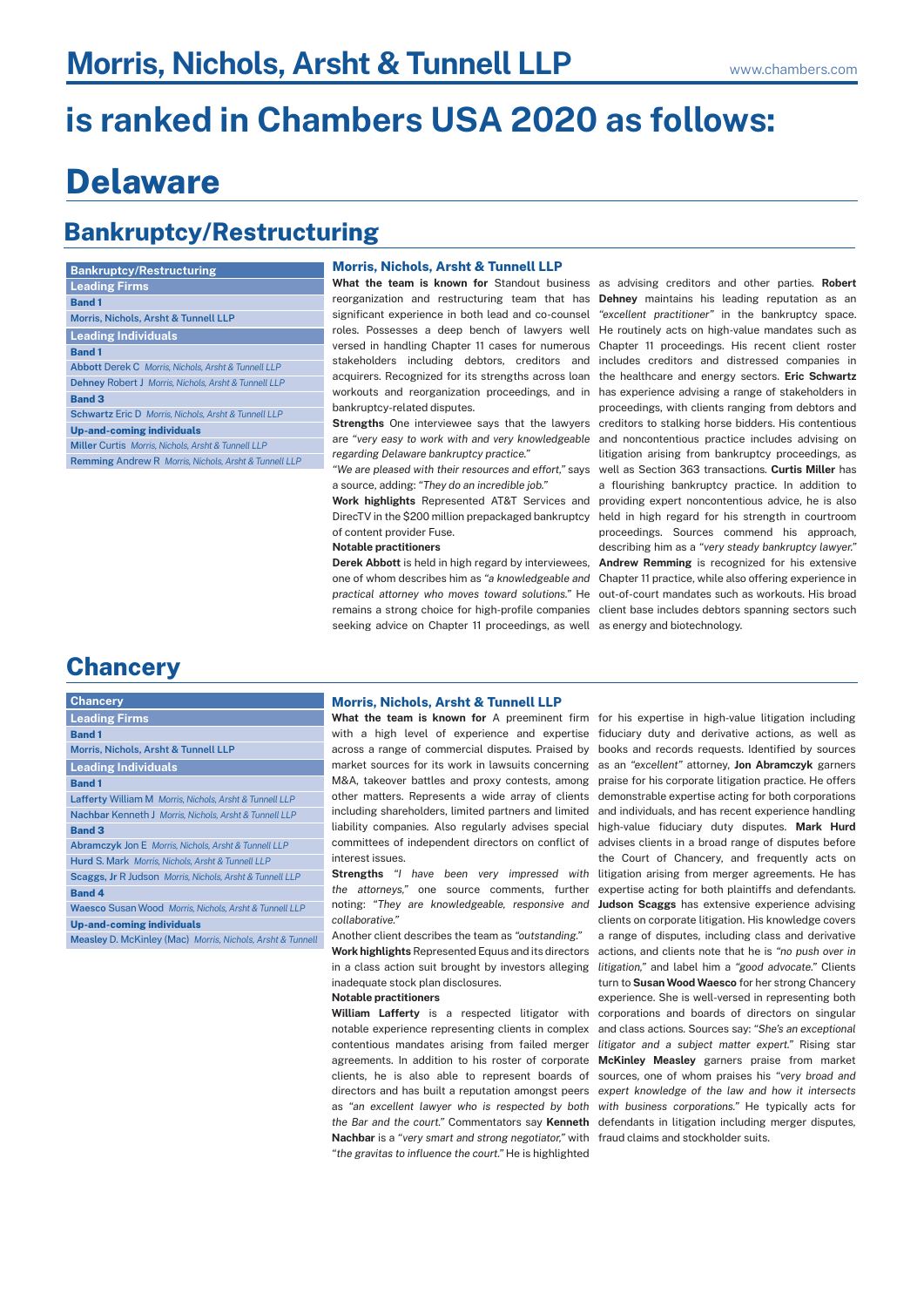# Morris, Nichols, Arsht & Tunnell LLP

# is ranked in Chambers USA 2020 as follows:

# Delaware

## Bankruptcy/Restructuring

| Bankruptcy/Restructuring |
|---|
| **Leading Firms** |
| **Band 1** |
| Morris, Nichols, Arsht & Tunnell LLP |
| **Leading Individuals** |
| **Band 1** |
| **Abbott** Derek C *Morris, Nichols, Arsht & Tunnell LLP* |
| **Dehney** Robert J *Morris, Nichols, Arsht & Tunnell LLP* |
| **Band 3** |
| **Schwartz** Eric D *Morris, Nichols, Arsht & Tunnell LLP* |
| **Up-and-coming individuals** |
| **Miller** Curtis *Morris, Nichols, Arsht & Tunnell LLP* |
| **Remming** Andrew R *Morris, Nichols, Arsht & Tunnell LLP* |

### Morris, Nichols, Arsht & Tunnell LLP

**What the team is known for** Standout business reorganization and restructuring team that has significant experience in both lead and co-counsel roles. Possesses a deep bench of lawyers well versed in handling Chapter 11 cases for numerous stakeholders including debtors, creditors and acquirers. Recognized for its strengths across loan workouts and reorganization proceedings, and in bankruptcy-related disputes.

**Strengths** One interviewee says that the lawyers are *"very easy to work with and very knowledgeable regarding Delaware bankruptcy practice."*

*"We are pleased with their resources and effort,"* says a source, adding: *"They do an incredible job."*

**Work highlights** Represented AT&T Services and DirecTV in the $200 million prepackaged bankruptcy of content provider Fuse.

**Notable practitioners**

**Derek Abbott** is held in high regard by interviewees, one of whom describes him as *"a knowledgeable and practical attorney who moves toward solutions."* He remains a strong choice for high-profile companies seeking advice on Chapter 11 proceedings, as well as advising creditors and other parties. **Robert Dehney** maintains his leading reputation as an *"excellent practitioner"* in the bankruptcy space. He routinely acts on high-value mandates such as Chapter 11 proceedings. His recent client roster includes creditors and distressed companies in the healthcare and energy sectors. **Eric Schwartz** has experience advising a range of stakeholders in proceedings, with clients ranging from debtors and creditors to stalking horse bidders. His contentious and noncontentious practice includes advising on litigation arising from bankruptcy proceedings, as well as Section 363 transactions. **Curtis Miller** has a flourishing bankruptcy practice. In addition to providing expert noncontentious advice, he is also held in high regard for his strength in courtroom proceedings. Sources commend his approach, describing him as a *"very steady bankruptcy lawyer."* **Andrew Remming** is recognized for his extensive Chapter 11 practice, while also offering experience in out-of-court mandates such as workouts. His broad client base includes debtors spanning sectors such as energy and biotechnology.

## Chancery

| Chancery |
|---|
| **Leading Firms** |
| **Band 1** |
| Morris, Nichols, Arsht & Tunnell LLP |
| **Leading Individuals** |
| **Band 1** |
| **Lafferty** William M *Morris, Nichols, Arsht & Tunnell LLP* |
| **Nachbar** Kenneth J *Morris, Nichols, Arsht & Tunnell LLP* |
| **Band 3** |
| **Abramczyk** Jon E *Morris, Nichols, Arsht & Tunnell LLP* |
| **Hurd** S. Mark *Morris, Nichols, Arsht & Tunnell LLP* |
| **Scaggs, Jr** R Judson *Morris, Nichols, Arsht & Tunnell LLP* |
| **Band 4** |
| **Waesco** Susan Wood *Morris, Nichols, Arsht & Tunnell LLP* |
| **Up-and-coming individuals** |
| **Measley** D. McKinley (Mac) *Morris, Nichols, Arsht & Tunnell* |

### Morris, Nichols, Arsht & Tunnell LLP

**What the team is known for** A preeminent firm with a high level of experience and expertise across a range of commercial disputes. Praised by market sources for its work in lawsuits concerning M&A, takeover battles and proxy contests, among other matters. Represents a wide array of clients including shareholders, limited partners and limited liability companies. Also regularly advises special committees of independent directors on conflict of interest issues.

**Strengths** *"I have been very impressed with the attorneys,"* one source comments, further noting: *"They are knowledgeable, responsive and collaborative."*

Another client describes the team as *"outstanding."*

**Work highlights** Represented Equus and its directors in a class action suit brought by investors alleging inadequate stock plan disclosures.

**Notable practitioners**

**William Lafferty** is a respected litigator with notable experience representing clients in complex contentious mandates arising from failed merger agreements. In addition to his roster of corporate clients, he is also able to represent boards of directors and has built a reputation amongst peers as *"an excellent lawyer who is respected by both the Bar and the court."* Commentators say **Kenneth Nachbar** is a *"very smart and strong negotiator,"* with *"the gravitas to influence the court."* He is highlighted for his expertise in high-value litigation including fiduciary duty and derivative actions, as well as books and records requests. Identified by sources as an *"excellent"* attorney, **Jon Abramczyk** garners praise for his corporate litigation practice. He offers demonstrable expertise acting for both corporations and individuals, and has recent experience handling high-value fiduciary duty disputes. **Mark Hurd** advises clients in a broad range of disputes before the Court of Chancery, and frequently acts on litigation arising from merger agreements. He has expertise acting for both plaintiffs and defendants. **Judson Scaggs** has extensive experience advising clients on corporate litigation. His knowledge covers a range of disputes, including class and derivative actions, and clients note that he is *"no push over in litigation,"* and label him a *"good advocate."* Clients turn to **Susan Wood Waesco** for her strong Chancery experience. She is well-versed in representing both corporations and boards of directors on singular and class actions. Sources say: *"She's an exceptional litigator and a subject matter expert."* Rising star **McKinley Measley** garners praise from market sources, one of whom praises his *"very broad and expert knowledge of the law and how it intersects with business corporations."* He typically acts for defendants in litigation including merger disputes, fraud claims and stockholder suits.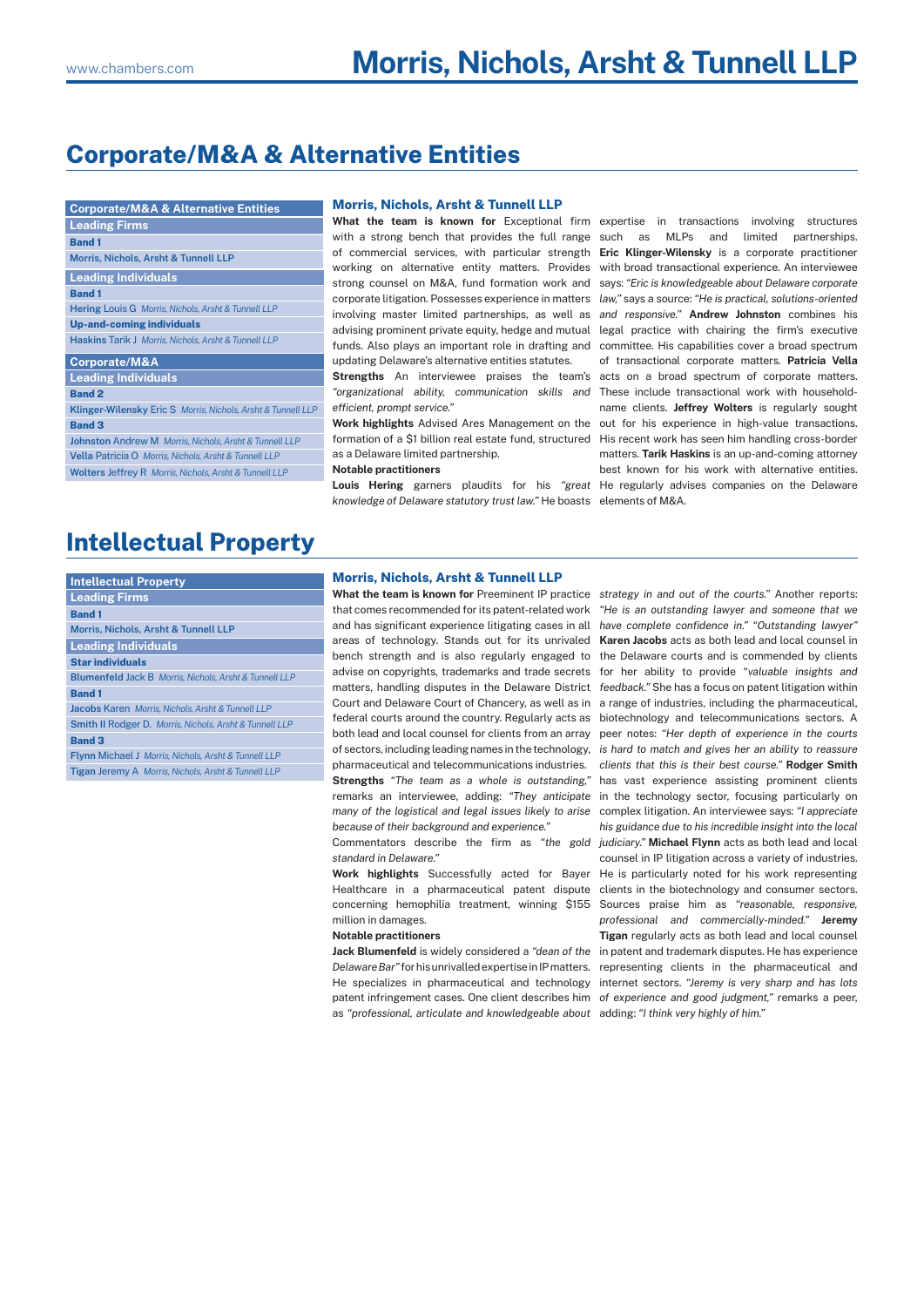# Corporate/M&A & Alternative Entities

| Corporate/M&A & Alternative Entities |
|---|
| **Leading Firms** |
| **Band 1** |
| Morris, Nichols, Arsht & Tunnell LLP |
| **Leading Individuals** |
| **Band 1** |
| Hering Louis G *Morris, Nichols, Arsht & Tunnell LLP* |
| **Up-and-coming individuals** |
| Haskins Tarik J *Morris, Nichols, Arsht & Tunnell LLP* |

| Corporate/M&A |
|---|
| **Leading Individuals** |
| **Band 2** |
| Klinger-Wilensky Eric S *Morris, Nichols, Arsht & Tunnell LLP* |
| **Band 3** |
| Johnston Andrew M *Morris, Nichols, Arsht & Tunnell LLP* |
| Vella Patricia O *Morris, Nichols, Arsht & Tunnell LLP* |
| Wolters Jeffrey R *Morris, Nichols, Arsht & Tunnell LLP* |

### Morris, Nichols, Arsht & Tunnell LLP

**What the team is known for** Exceptional firm with a strong bench that provides the full range of commercial services, with particular strength working on alternative entity matters. Provides strong counsel on M&A, fund formation work and corporate litigation. Possesses experience in matters involving master limited partnerships, as well as advising prominent private equity, hedge and mutual funds. Also plays an important role in drafting and updating Delaware's alternative entities statutes.

**Strengths** An interviewee praises the team's *"organizational ability, communication skills and efficient, prompt service."*

**Work highlights** Advised Ares Management on the formation of a $1 billion real estate fund, structured as a Delaware limited partnership.

**Notable practitioners**

**Louis Hering** garners plaudits for his *"great knowledge of Delaware statutory trust law."* He boasts expertise in transactions involving structures such as MLPs and limited partnerships. **Eric Klinger-Wilensky** is a corporate practitioner with broad transactional experience. An interviewee says: *"Eric is knowledgeable about Delaware corporate law,"* says a source: *"He is practical, solutions-oriented and responsive."* **Andrew Johnston** combines his legal practice with chairing the firm's executive committee. His capabilities cover a broad spectrum of transactional corporate matters. **Patricia Vella** acts on a broad spectrum of corporate matters. These include transactional work with household-name clients. **Jeffrey Wolters** is regularly sought out for his experience in high-value transactions. His recent work has seen him handling cross-border matters. **Tarik Haskins** is an up-and-coming attorney best known for his work with alternative entities. He regularly advises companies on the Delaware elements of M&A.

# Intellectual Property

| Intellectual Property |
|---|
| **Leading Firms** |
| **Band 1** |
| Morris, Nichols, Arsht & Tunnell LLP |
| **Leading Individuals** |
| **Star individuals** |
| Blumenfeld Jack B *Morris, Nichols, Arsht & Tunnell LLP* |
| **Band 1** |
| Jacobs Karen *Morris, Nichols, Arsht & Tunnell LLP* |
| Smith II Rodger D. *Morris, Nichols, Arsht & Tunnell LLP* |
| **Band 3** |
| Flynn Michael J *Morris, Nichols, Arsht & Tunnell LLP* |
| Tigan Jeremy A *Morris, Nichols, Arsht & Tunnell LLP* |

### Morris, Nichols, Arsht & Tunnell LLP

**What the team is known for** Preeminent IP practice that comes recommended for its patent-related work and has significant experience litigating cases in all areas of technology. Stands out for its unrivaled bench strength and is also regularly engaged to advise on copyrights, trademarks and trade secrets matters, handling disputes in the Delaware District Court and Delaware Court of Chancery, as well as in federal courts around the country. Regularly acts as both lead and local counsel for clients from an array of sectors, including leading names in the technology, pharmaceutical and telecommunications industries.

**Strengths** *"The team as a whole is outstanding,"* remarks an interviewee, adding: *"They anticipate many of the logistical and legal issues likely to arise because of their background and experience."*

Commentators describe the firm as *"the gold standard in Delaware."*

**Work highlights** Successfully acted for Bayer Healthcare in a pharmaceutical patent dispute concerning hemophilia treatment, winning $155 million in damages.

**Notable practitioners**

**Jack Blumenfeld** is widely considered a *"dean of the Delaware Bar"* for his unrivalled expertise in IP matters. He specializes in pharmaceutical and technology patent infringement cases. One client describes him as *"professional, articulate and knowledgeable about strategy in and out of the courts."* Another reports: *"He is an outstanding lawyer and someone that we have complete confidence in." "Outstanding lawyer"* **Karen Jacobs** acts as both lead and local counsel in the Delaware courts and is commended by clients for her ability to provide *"valuable insights and feedback."* She has a focus on patent litigation within a range of industries, including the pharmaceutical, biotechnology and telecommunications sectors. A peer notes: *"Her depth of experience in the courts is hard to match and gives her an ability to reassure clients that this is their best course."* **Rodger Smith** has vast experience assisting prominent clients in the technology sector, focusing particularly on complex litigation. An interviewee says: *"I appreciate his guidance due to his incredible insight into the local judiciary."* **Michael Flynn** acts as both lead and local counsel in IP litigation across a variety of industries. He is particularly noted for his work representing clients in the biotechnology and consumer sectors. Sources praise him as *"reasonable, responsive, professional and commercially-minded."* **Jeremy Tigan** regularly acts as both lead and local counsel in patent and trademark disputes. He has experience representing clients in the pharmaceutical and internet sectors. *"Jeremy is very sharp and has lots of experience and good judgment,"* remarks a peer, adding: *"I think very highly of him."*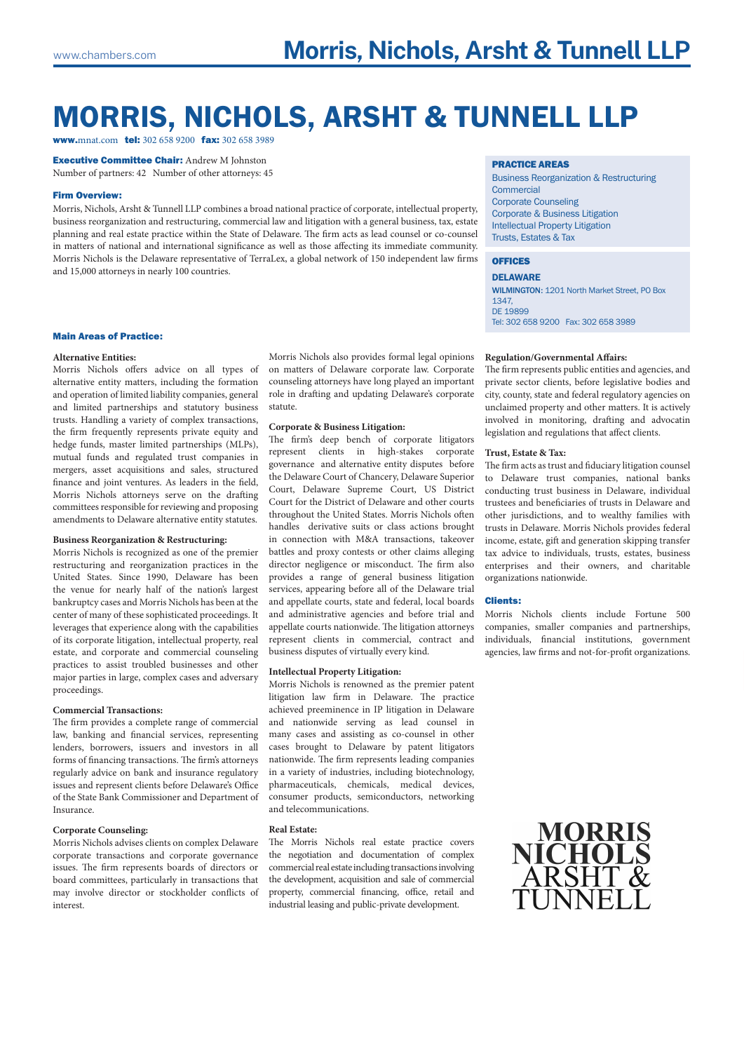# MORRIS, NICHOLS, ARSHT & TUNNELL LLP

**www.**mnat.com **tel:** 302 658 9200 **fax:** 302 658 3989

**Executive Committee Chair:** Andrew M Johnston
Number of partners: 42 Number of other attorneys: 45

### Firm Overview:

Morris, Nichols, Arsht & Tunnell LLP combines a broad national practice of corporate, intellectual property, business reorganization and restructuring, commercial law and litigation with a general business, tax, estate planning and real estate practice within the State of Delaware. The firm acts as lead counsel or co-counsel in matters of national and international significance as well as those affecting its immediate community. Morris Nichols is the Delaware representative of TerraLex, a global network of 150 independent law firms and 15,000 attorneys in nearly 100 countries.

### PRACTICE AREAS

Business Reorganization & Restructuring
Commercial
Corporate Counseling
Corporate & Business Litigation
Intellectual Property Litigation
Trusts, Estates & Tax

### OFFICES

**DELAWARE**

WILMINGTON: 1201 North Market Street, PO Box 1347,
DE 19899
Tel: 302 658 9200 Fax: 302 658 3989

### Main Areas of Practice:

**Alternative Entities:**
Morris Nichols offers advice on all types of alternative entity matters, including the formation and operation of limited liability companies, general and limited partnerships and statutory business trusts. Handling a variety of complex transactions, the firm frequently represents private equity and hedge funds, master limited partnerships (MLPs), mutual funds and regulated trust companies in mergers, asset acquisitions and sales, structured finance and joint ventures. As leaders in the field, Morris Nichols attorneys serve on the drafting committees responsible for reviewing and proposing amendments to Delaware alternative entity statutes.

**Business Reorganization & Restructuring:**
Morris Nichols is recognized as one of the premier restructuring and reorganization practices in the United States. Since 1990, Delaware has been the venue for nearly half of the nation's largest bankruptcy cases and Morris Nichols has been at the center of many of these sophisticated proceedings. It leverages that experience along with the capabilities of its corporate litigation, intellectual property, real estate, and corporate and commercial counseling practices to assist troubled businesses and other major parties in large, complex cases and adversary proceedings.

**Commercial Transactions:**
The firm provides a complete range of commercial law, banking and financial services, representing lenders, borrowers, issuers and investors in all forms of financing transactions. The firm's attorneys regularly advice on bank and insurance regulatory issues and represent clients before Delaware's Office of the State Bank Commissioner and Department of Insurance.

**Corporate Counseling:**
Morris Nichols advises clients on complex Delaware corporate transactions and corporate governance issues. The firm represents boards of directors or board committees, particularly in transactions that may involve director or stockholder conflicts of interest.

Morris Nichols also provides formal legal opinions on matters of Delaware corporate law. Corporate counseling attorneys have long played an important role in drafting and updating Delaware's corporate statute.

**Corporate & Business Litigation:**
The firm's deep bench of corporate litigators represent clients in high-stakes corporate governance and alternative entity disputes before the Delaware Court of Chancery, Delaware Superior Court, Delaware Supreme Court, US District Court for the District of Delaware and other courts throughout the United States. Morris Nichols often handles derivative suits or class actions brought in connection with M&A transactions, takeover battles and proxy contests or other claims alleging director negligence or misconduct. The firm also provides a range of general business litigation services, appearing before all of the Delaware trial and appellate courts, state and federal, local boards and administrative agencies and before trial and appellate courts nationwide. The litigation attorneys represent clients in commercial, contract and business disputes of virtually every kind.

**Intellectual Property Litigation:**
Morris Nichols is renowned as the premier patent litigation law firm in Delaware. The practice achieved preeminence in IP litigation in Delaware and nationwide serving as lead counsel in many cases and assisting as co-counsel in other cases brought to Delaware by patent litigators nationwide. The firm represents leading companies in a variety of industries, including biotechnology, pharmaceuticals, chemicals, medical devices, consumer products, semiconductors, networking and telecommunications.

**Real Estate:**
The Morris Nichols real estate practice covers the negotiation and documentation of complex commercial real estate including transactions involving the development, acquisition and sale of commercial property, commercial financing, office, retail and industrial leasing and public-private development.

**Regulation/Governmental Affairs:**
The firm represents public entities and agencies, and private sector clients, before legislative bodies and city, county, state and federal regulatory agencies on unclaimed property and other matters. It is actively involved in monitoring, drafting and advocatin legislation and regulations that affect clients.

**Trust, Estate & Tax:**
The firm acts as trust and fiduciary litigation counsel to Delaware trust companies, national banks conducting trust business in Delaware, individual trustees and beneficiaries of trusts in Delaware and other jurisdictions, and to wealthy families with trusts in Delaware. Morris Nichols provides federal income, estate, gift and generation skipping transfer tax advice to individuals, trusts, estates, business enterprises and their owners, and charitable organizations nationwide.

### Clients:

Morris Nichols clients include Fortune 500 companies, smaller companies and partnerships, individuals, financial institutions, government agencies, law firms and not-for-profit organizations.

MORRIS
NICHOLS
ARSHT &
TUNNELL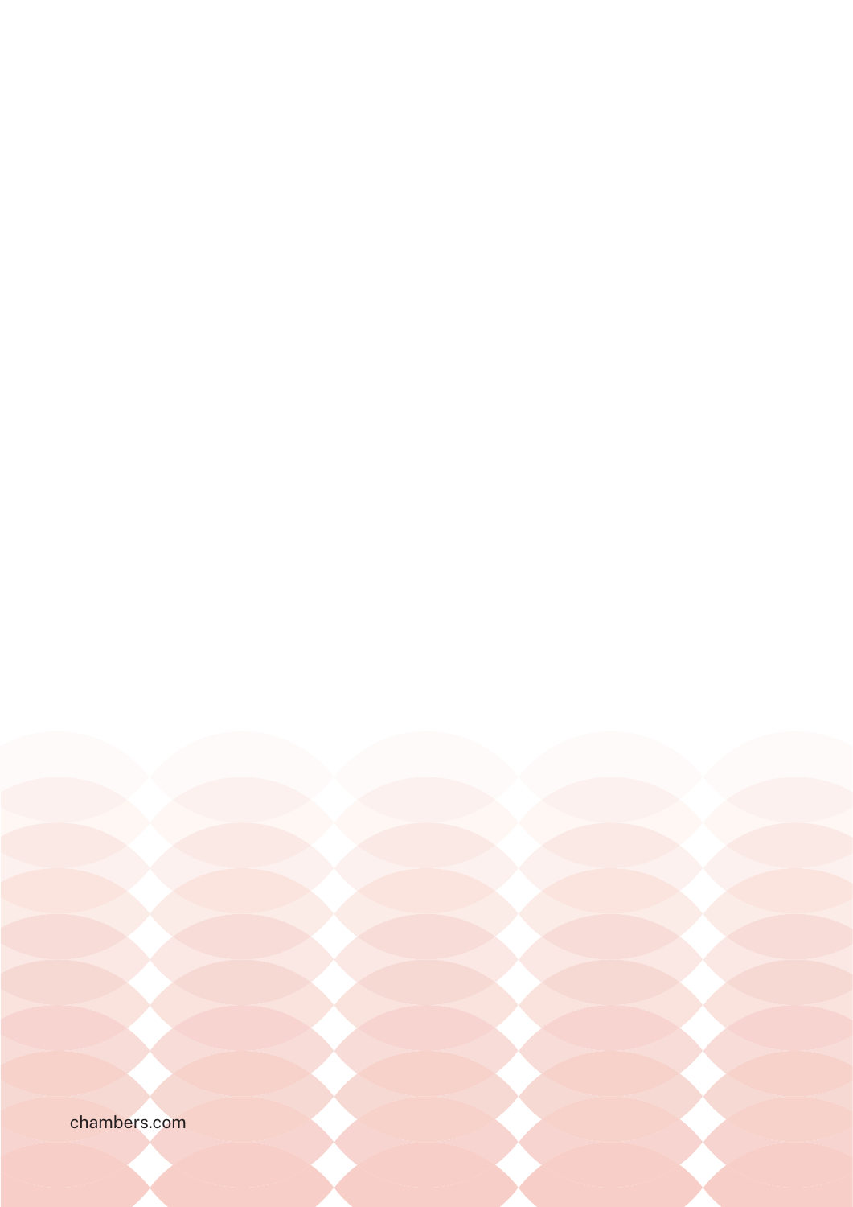chambers.com